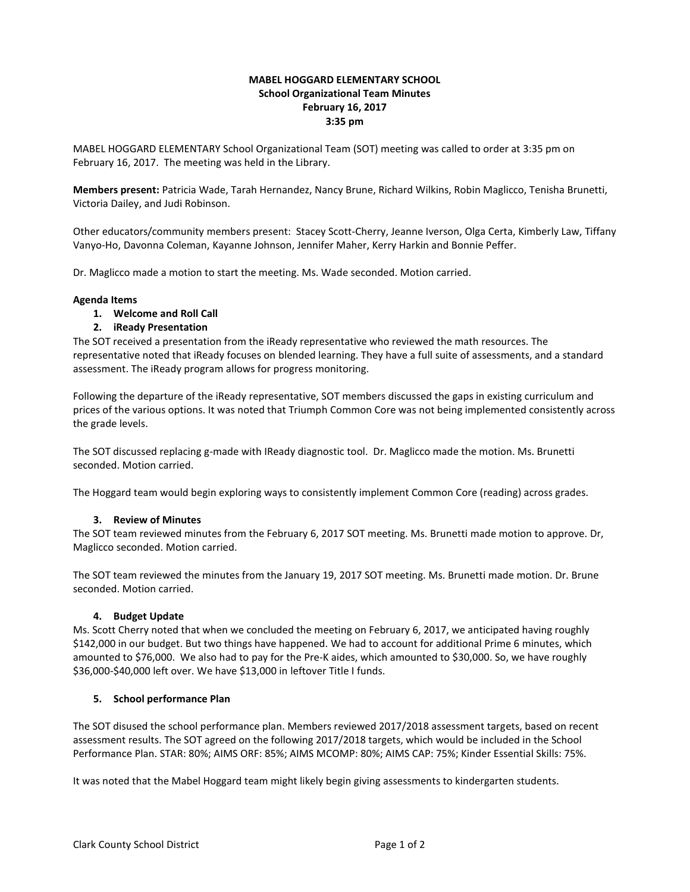# MABEL HOGGARD ELEMENTARY SCHOOL

## School Organizational Team Minutes

**February 16, 2017**

**3:35 pm**

MABEL HOGGARD ELEMENTARY School Organizational Team (SOT) meeting was called to order at 3:35 pm on February 16, 2017. The meeting was held in the Library.

**Members present:** Patricia Wade, Tarah Hernandez, Nancy Brune, Richard Wilkins, Robin Maglicco, Tenisha Brunetti, Victoria Dailey, and Judi Robinson.

Other educators/community members present: Stacey Scott-Cherry, Jeanne Iverson, Olga Certa, Kimberly Law, Tiffany Vanyo-Ho, Davonna Coleman, Kayanne Johnson, Jennifer Maher, Kerry Harkin and Bonnie Peffer.

Dr. Maglicco made a motion to start the meeting. Ms. Wade seconded. Motion carried.

**Agenda Items**

1. **Welcome and Roll Call**
2. **iReady Presentation**

The SOT received a presentation from the iReady representative who reviewed the math resources. The representative noted that iReady focuses on blended learning. They have a full suite of assessments, and a standard assessment. The iReady program allows for progress monitoring.

Following the departure of the iReady representative, SOT members discussed the gaps in existing curriculum and prices of the various options. It was noted that Triumph Common Core was not being implemented consistently across the grade levels.

The SOT discussed replacing g-made with IReady diagnostic tool. Dr. Maglicco made the motion. Ms. Brunetti seconded. Motion carried.

The Hoggard team would begin exploring ways to consistently implement Common Core (reading) across grades.

3. **Review of Minutes**

The SOT team reviewed minutes from the February 6, 2017 SOT meeting. Ms. Brunetti made motion to approve. Dr, Maglicco seconded. Motion carried.

The SOT team reviewed the minutes from the January 19, 2017 SOT meeting. Ms. Brunetti made motion. Dr. Brune seconded. Motion carried.

4. **Budget Update**

Ms. Scott Cherry noted that when we concluded the meeting on February 6, 2017, we anticipated having roughly $142,000 in our budget. But two things have happened. We had to account for additional Prime 6 minutes, which amounted to $76,000. We also had to pay for the Pre-K aides, which amounted to $30,000. So, we have roughly $36,000-$40,000 left over. We have $13,000 in leftover Title I funds.

5. **School performance Plan**

The SOT disused the school performance plan. Members reviewed 2017/2018 assessment targets, based on recent assessment results. The SOT agreed on the following 2017/2018 targets, which would be included in the School Performance Plan. STAR: 80%; AIMS ORF: 85%; AIMS MCOMP: 80%; AIMS CAP: 75%; Kinder Essential Skills: 75%.

It was noted that the Mabel Hoggard team might likely begin giving assessments to kindergarten students.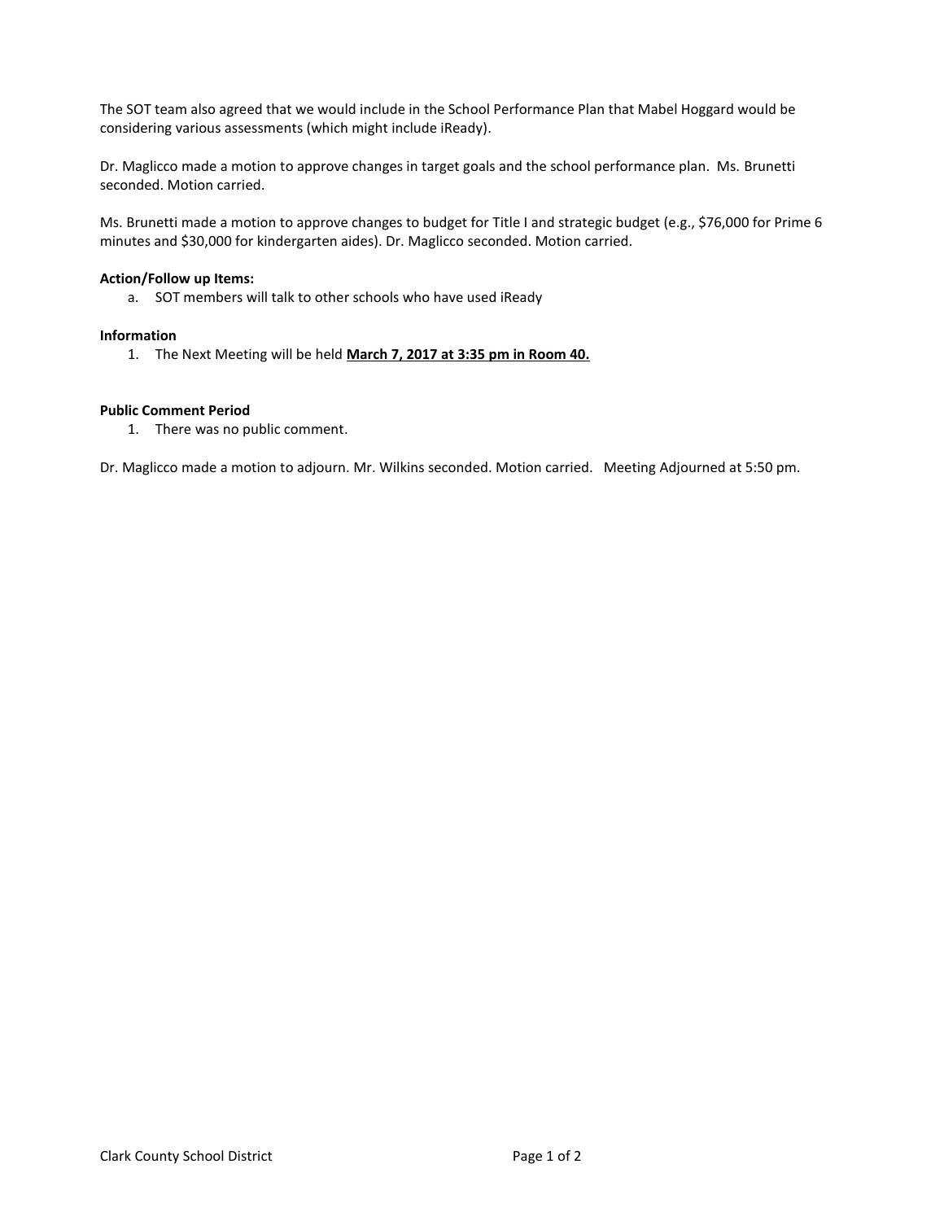The SOT team also agreed that we would include in the School Performance Plan that Mabel Hoggard would be considering various assessments (which might include iReady).

Dr. Maglicco made a motion to approve changes in target goals and the school performance plan. Ms. Brunetti seconded. Motion carried.

Ms. Brunetti made a motion to approve changes to budget for Title I and strategic budget (e.g., $76,000 for Prime 6 minutes and $30,000 for kindergarten aides). Dr. Maglicco seconded. Motion carried.

**Action/Follow up Items:**

a. SOT members will talk to other schools who have used iReady

**Information**

1. The Next Meeting will be held **March 7, 2017 at 3:35 pm in Room 40.**

**Public Comment Period**

1. There was no public comment.

Dr. Maglicco made a motion to adjourn. Mr. Wilkins seconded. Motion carried. Meeting Adjourned at 5:50 pm.

Clark County School District